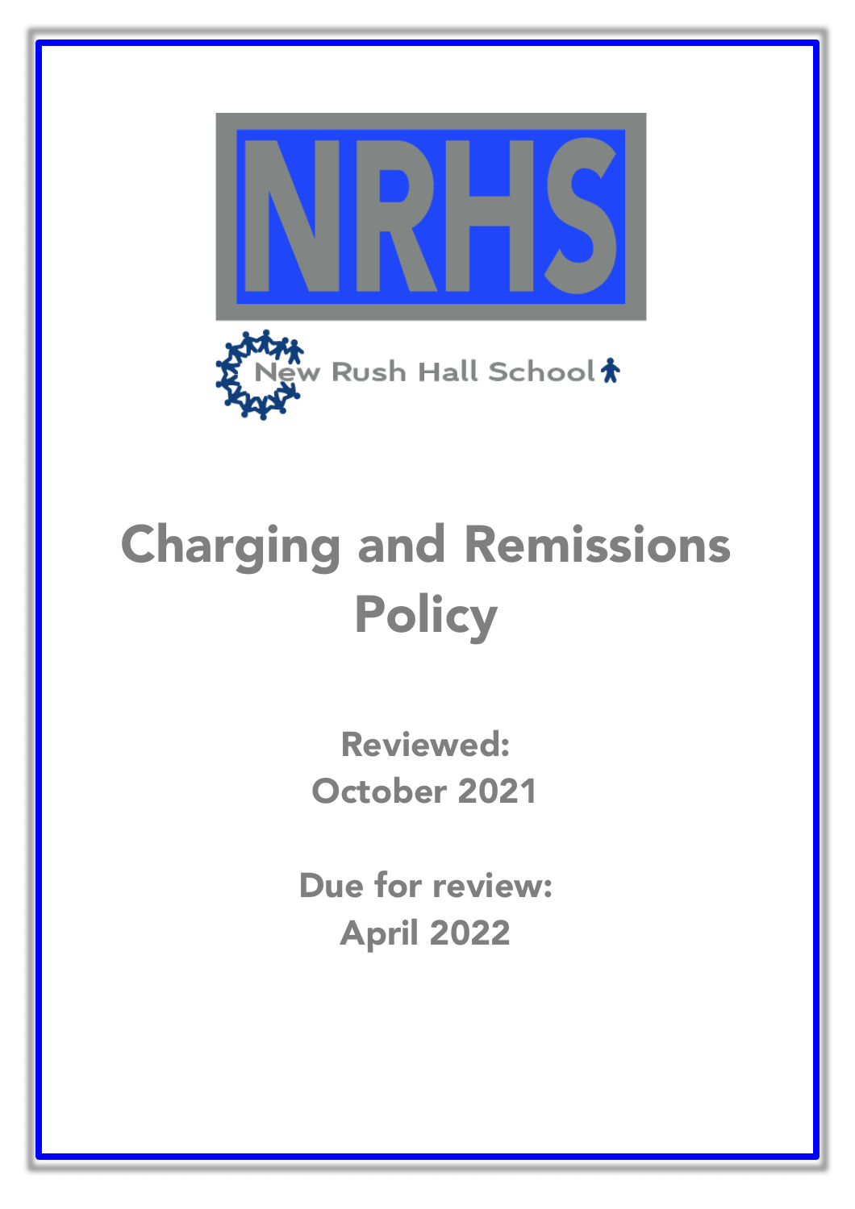NRHS

New Rush Hall School

# Charging and Remissions Policy

**Reviewed:**
**October 2021**

**Due for review:**
**April 2022**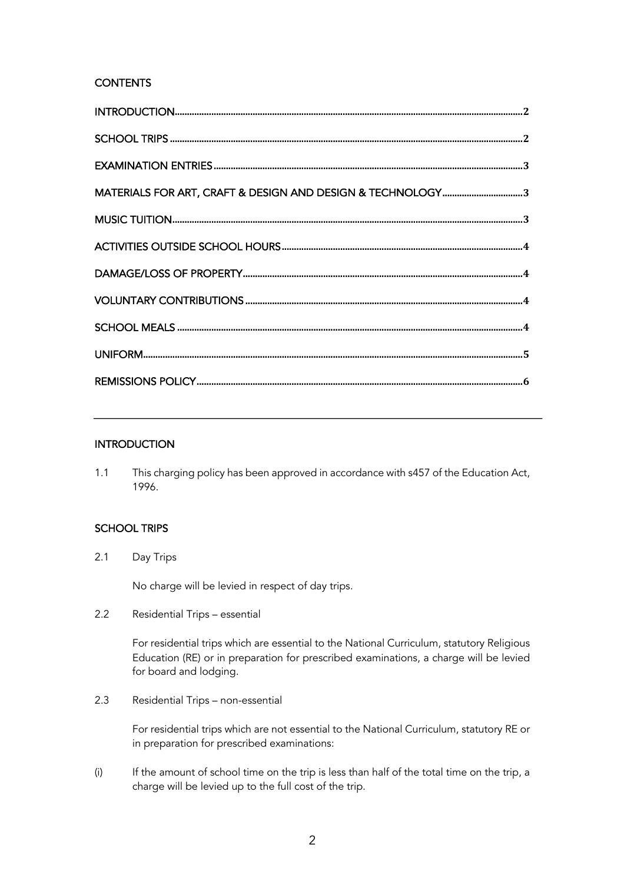## CONTENTS

INTRODUCTION......2

SCHOOL TRIPS......2

EXAMINATION ENTRIES......3

MATERIALS FOR ART, CRAFT & DESIGN AND DESIGN & TECHNOLOGY......3

MUSIC TUITION......3

ACTIVITIES OUTSIDE SCHOOL HOURS......4

DAMAGE/LOSS OF PROPERTY......4

VOLUNTARY CONTRIBUTIONS......4

SCHOOL MEALS......4

UNIFORM......5

REMISSIONS POLICY......6

---

## INTRODUCTION

1.1 This charging policy has been approved in accordance with s457 of the Education Act, 1996.

## SCHOOL TRIPS

2.1 Day Trips

No charge will be levied in respect of day trips.

2.2 Residential Trips – essential

For residential trips which are essential to the National Curriculum, statutory Religious Education (RE) or in preparation for prescribed examinations, a charge will be levied for board and lodging.

2.3 Residential Trips – non-essential

For residential trips which are not essential to the National Curriculum, statutory RE or in preparation for prescribed examinations:

(i) If the amount of school time on the trip is less than half of the total time on the trip, a charge will be levied up to the full cost of the trip.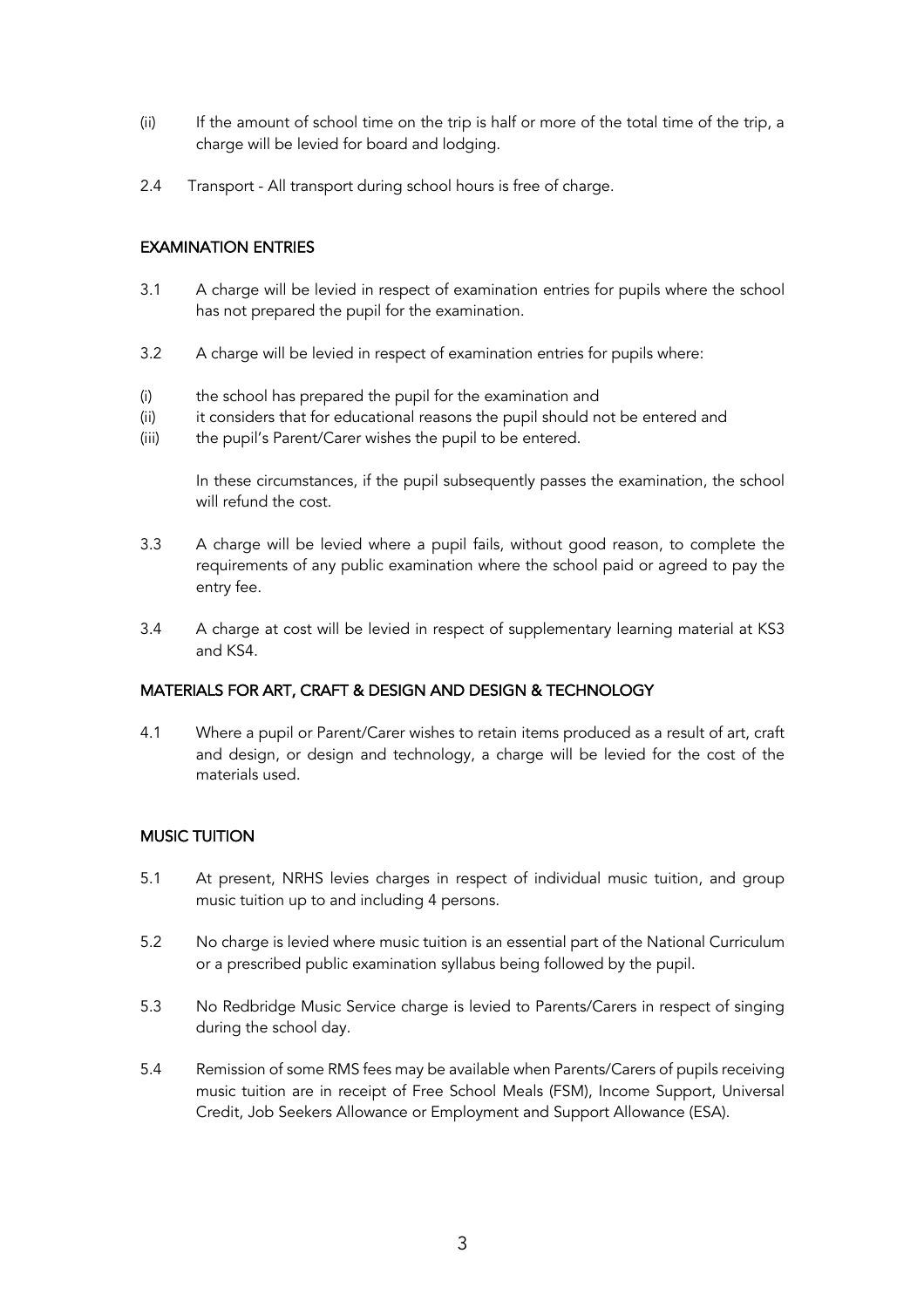(ii) If the amount of school time on the trip is half or more of the total time of the trip, a charge will be levied for board and lodging.

2.4 Transport - All transport during school hours is free of charge.

## EXAMINATION ENTRIES

3.1 A charge will be levied in respect of examination entries for pupils where the school has not prepared the pupil for the examination.

3.2 A charge will be levied in respect of examination entries for pupils where:

(i) the school has prepared the pupil for the examination and
(ii) it considers that for educational reasons the pupil should not be entered and
(iii) the pupil's Parent/Carer wishes the pupil to be entered.

In these circumstances, if the pupil subsequently passes the examination, the school will refund the cost.

3.3 A charge will be levied where a pupil fails, without good reason, to complete the requirements of any public examination where the school paid or agreed to pay the entry fee.

3.4 A charge at cost will be levied in respect of supplementary learning material at KS3 and KS4.

## MATERIALS FOR ART, CRAFT & DESIGN AND DESIGN & TECHNOLOGY

4.1 Where a pupil or Parent/Carer wishes to retain items produced as a result of art, craft and design, or design and technology, a charge will be levied for the cost of the materials used.

## MUSIC TUITION

5.1 At present, NRHS levies charges in respect of individual music tuition, and group music tuition up to and including 4 persons.

5.2 No charge is levied where music tuition is an essential part of the National Curriculum or a prescribed public examination syllabus being followed by the pupil.

5.3 No Redbridge Music Service charge is levied to Parents/Carers in respect of singing during the school day.

5.4 Remission of some RMS fees may be available when Parents/Carers of pupils receiving music tuition are in receipt of Free School Meals (FSM), Income Support, Universal Credit, Job Seekers Allowance or Employment and Support Allowance (ESA).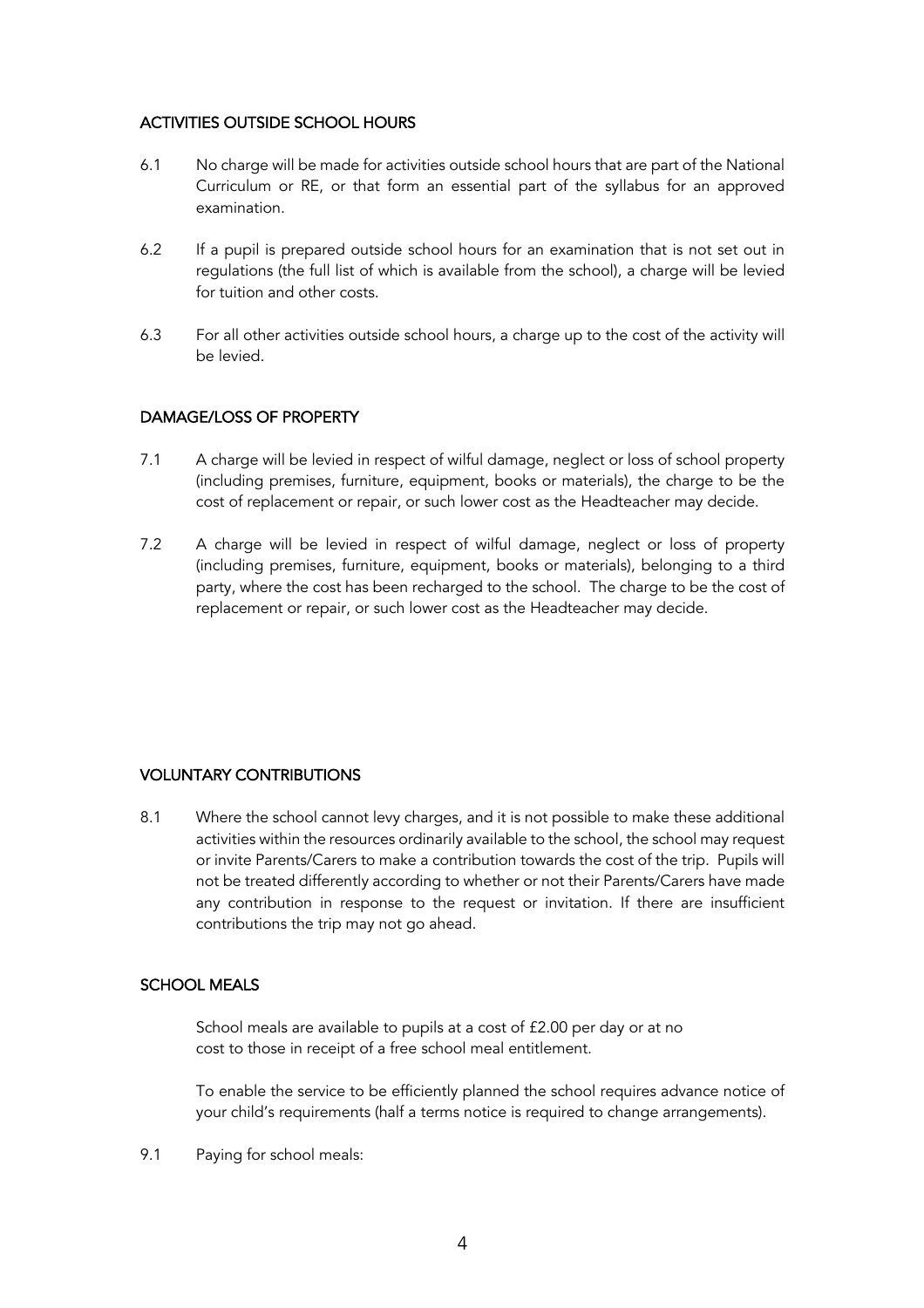## ACTIVITIES OUTSIDE SCHOOL HOURS

6.1 No charge will be made for activities outside school hours that are part of the National Curriculum or RE, or that form an essential part of the syllabus for an approved examination.

6.2 If a pupil is prepared outside school hours for an examination that is not set out in regulations (the full list of which is available from the school), a charge will be levied for tuition and other costs.

6.3 For all other activities outside school hours, a charge up to the cost of the activity will be levied.

## DAMAGE/LOSS OF PROPERTY

7.1 A charge will be levied in respect of wilful damage, neglect or loss of school property (including premises, furniture, equipment, books or materials), the charge to be the cost of replacement or repair, or such lower cost as the Headteacher may decide.

7.2 A charge will be levied in respect of wilful damage, neglect or loss of property (including premises, furniture, equipment, books or materials), belonging to a third party, where the cost has been recharged to the school. The charge to be the cost of replacement or repair, or such lower cost as the Headteacher may decide.

## VOLUNTARY CONTRIBUTIONS

8.1 Where the school cannot levy charges, and it is not possible to make these additional activities within the resources ordinarily available to the school, the school may request or invite Parents/Carers to make a contribution towards the cost of the trip. Pupils will not be treated differently according to whether or not their Parents/Carers have made any contribution in response to the request or invitation. If there are insufficient contributions the trip may not go ahead.

## SCHOOL MEALS

School meals are available to pupils at a cost of £2.00 per day or at no cost to those in receipt of a free school meal entitlement.

To enable the service to be efficiently planned the school requires advance notice of your child's requirements (half a terms notice is required to change arrangements).

9.1 Paying for school meals: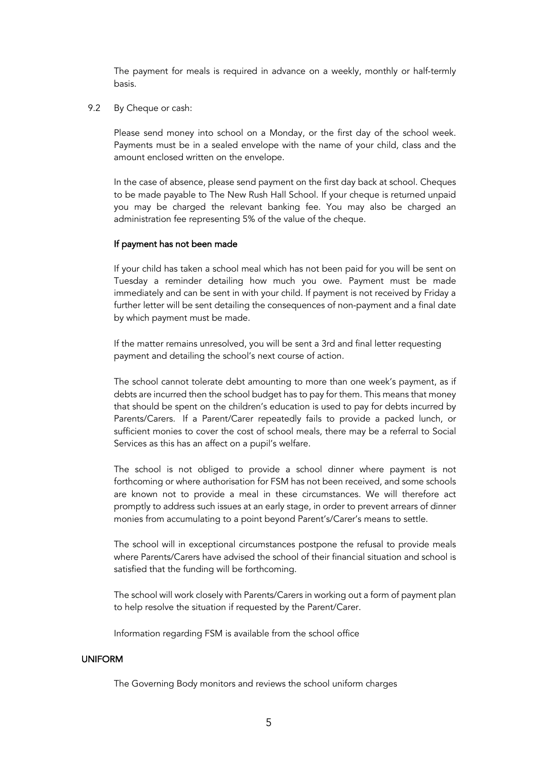The payment for meals is required in advance on a weekly, monthly or half-termly basis.

9.2 By Cheque or cash:

Please send money into school on a Monday, or the first day of the school week. Payments must be in a sealed envelope with the name of your child, class and the amount enclosed written on the envelope.

In the case of absence, please send payment on the first day back at school. Cheques to be made payable to The New Rush Hall School. If your cheque is returned unpaid you may be charged the relevant banking fee. You may also be charged an administration fee representing 5% of the value of the cheque.

**If payment has not been made**

If your child has taken a school meal which has not been paid for you will be sent on Tuesday a reminder detailing how much you owe. Payment must be made immediately and can be sent in with your child. If payment is not received by Friday a further letter will be sent detailing the consequences of non-payment and a final date by which payment must be made.

If the matter remains unresolved, you will be sent a 3rd and final letter requesting payment and detailing the school's next course of action.

The school cannot tolerate debt amounting to more than one week's payment, as if debts are incurred then the school budget has to pay for them. This means that money that should be spent on the children's education is used to pay for debts incurred by Parents/Carers. If a Parent/Carer repeatedly fails to provide a packed lunch, or sufficient monies to cover the cost of school meals, there may be a referral to Social Services as this has an affect on a pupil's welfare.

The school is not obliged to provide a school dinner where payment is not forthcoming or where authorisation for FSM has not been received, and some schools are known not to provide a meal in these circumstances. We will therefore act promptly to address such issues at an early stage, in order to prevent arrears of dinner monies from accumulating to a point beyond Parent's/Carer's means to settle.

The school will in exceptional circumstances postpone the refusal to provide meals where Parents/Carers have advised the school of their financial situation and school is satisfied that the funding will be forthcoming.

The school will work closely with Parents/Carers in working out a form of payment plan to help resolve the situation if requested by the Parent/Carer.

Information regarding FSM is available from the school office

## UNIFORM

The Governing Body monitors and reviews the school uniform charges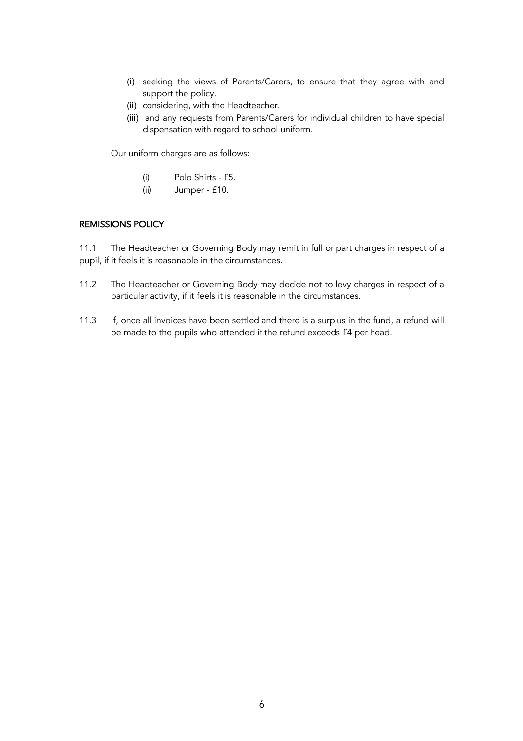(i) seeking the views of Parents/Carers, to ensure that they agree with and support the policy.
(ii) considering, with the Headteacher.
(iii) and any requests from Parents/Carers for individual children to have special dispensation with regard to school uniform.

Our uniform charges are as follows:

(i) Polo Shirts - £5.
(ii) Jumper - £10.

## REMISSIONS POLICY

11.1 The Headteacher or Governing Body may remit in full or part charges in respect of a pupil, if it feels it is reasonable in the circumstances.

11.2 The Headteacher or Governing Body may decide not to levy charges in respect of a particular activity, if it feels it is reasonable in the circumstances.

11.3 If, once all invoices have been settled and there is a surplus in the fund, a refund will be made to the pupils who attended if the refund exceeds £4 per head.